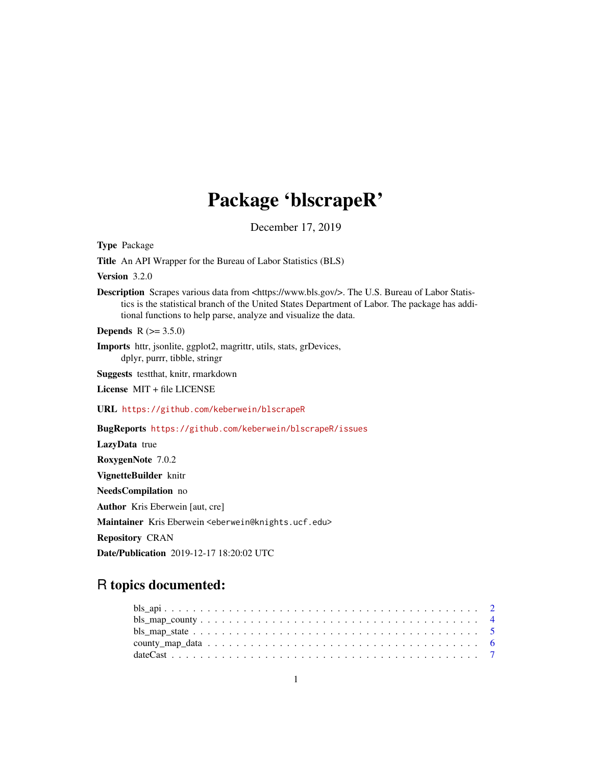# Package 'blscrapeR'

December 17, 2019

**Type** Package

**Title** An API Wrapper for the Bureau of Labor Statistics (BLS)

**Version** 3.2.0

**Description** Scrapes various data from <https://www.bls.gov/>. The U.S. Bureau of Labor Statistics is the statistical branch of the United States Department of Labor. The package has additional functions to help parse, analyze and visualize the data.

**Depends** R (>= 3.5.0)

**Imports** httr, jsonlite, ggplot2, magrittr, utils, stats, grDevices, dplyr, purrr, tibble, stringr

**Suggests** testthat, knitr, rmarkdown

**License** MIT + file LICENSE

**URL** https://github.com/keberwein/blscrapeR

**BugReports** https://github.com/keberwein/blscrapeR/issues

**LazyData** true

**RoxygenNote** 7.0.2

**VignetteBuilder** knitr

**NeedsCompilation** no

**Author** Kris Eberwein [aut, cre]

**Maintainer** Kris Eberwein <eberwein@knights.ucf.edu>

**Repository** CRAN

**Date/Publication** 2019-12-17 18:20:02 UTC

## R topics documented:

- bls_api . . . . . . . . . . . . . . . . . . . . . . . . . . . . . . . . . . . . . . . . 2
- bls_map_county . . . . . . . . . . . . . . . . . . . . . . . . . . . . . . . . . . . . 4
- bls_map_state . . . . . . . . . . . . . . . . . . . . . . . . . . . . . . . . . . . . . 5
- county_map_data . . . . . . . . . . . . . . . . . . . . . . . . . . . . . . . . . . . 6
- dateCast . . . . . . . . . . . . . . . . . . . . . . . . . . . . . . . . . . . . . . . . 7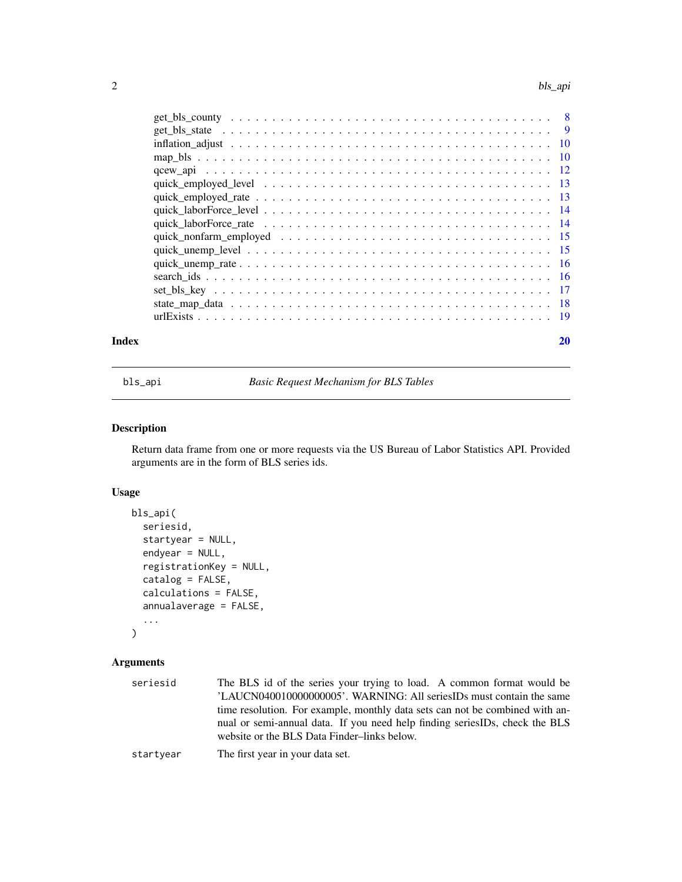get_bls_county . . . . . . . . . . . . . . . . . . . . . . . . . . . . . . . . . . . . 8
get_bls_state . . . . . . . . . . . . . . . . . . . . . . . . . . . . . . . . . . . . 9
inflation_adjust . . . . . . . . . . . . . . . . . . . . . . . . . . . . . . . . . . . 10
map_bls . . . . . . . . . . . . . . . . . . . . . . . . . . . . . . . . . . . . . . . 10
qcew_api . . . . . . . . . . . . . . . . . . . . . . . . . . . . . . . . . . . . . . 12
quick_employed_level . . . . . . . . . . . . . . . . . . . . . . . . . . . . . . . 13
quick_employed_rate . . . . . . . . . . . . . . . . . . . . . . . . . . . . . . . . 13
quick_laborForce_level . . . . . . . . . . . . . . . . . . . . . . . . . . . . . . 14
quick_laborForce_rate . . . . . . . . . . . . . . . . . . . . . . . . . . . . . . . 14
quick_nonfarm_employed . . . . . . . . . . . . . . . . . . . . . . . . . . . . . . 15
quick_unemp_level . . . . . . . . . . . . . . . . . . . . . . . . . . . . . . . . . 15
quick_unemp_rate . . . . . . . . . . . . . . . . . . . . . . . . . . . . . . . . . . 16
search_ids . . . . . . . . . . . . . . . . . . . . . . . . . . . . . . . . . . . . . 16
set_bls_key . . . . . . . . . . . . . . . . . . . . . . . . . . . . . . . . . . . . 17
state_map_data . . . . . . . . . . . . . . . . . . . . . . . . . . . . . . . . . . . 18
urlExists . . . . . . . . . . . . . . . . . . . . . . . . . . . . . . . . . . . . . . 19

**Index** **20**

---

`bls_api` *Basic Request Mechanism for BLS Tables*

---

## Description

Return data frame from one or more requests via the US Bureau of Labor Statistics API. Provided arguments are in the form of BLS series ids.

## Usage

```
bls_api(
  seriesid,
  startyear = NULL,
  endyear = NULL,
  registrationKey = NULL,
  catalog = FALSE,
  calculations = FALSE,
  annualaverage = FALSE,
  ...
)
```

## Arguments

`seriesid` The BLS id of the series your trying to load. A common format would be 'LAUCN040010000000005'. WARNING: All seriesIDs must contain the same time resolution. For example, monthly data sets can not be combined with annual or semi-annual data. If you need help finding seriesIDs, check the BLS website or the BLS Data Finder–links below.

`startyear` The first year in your data set.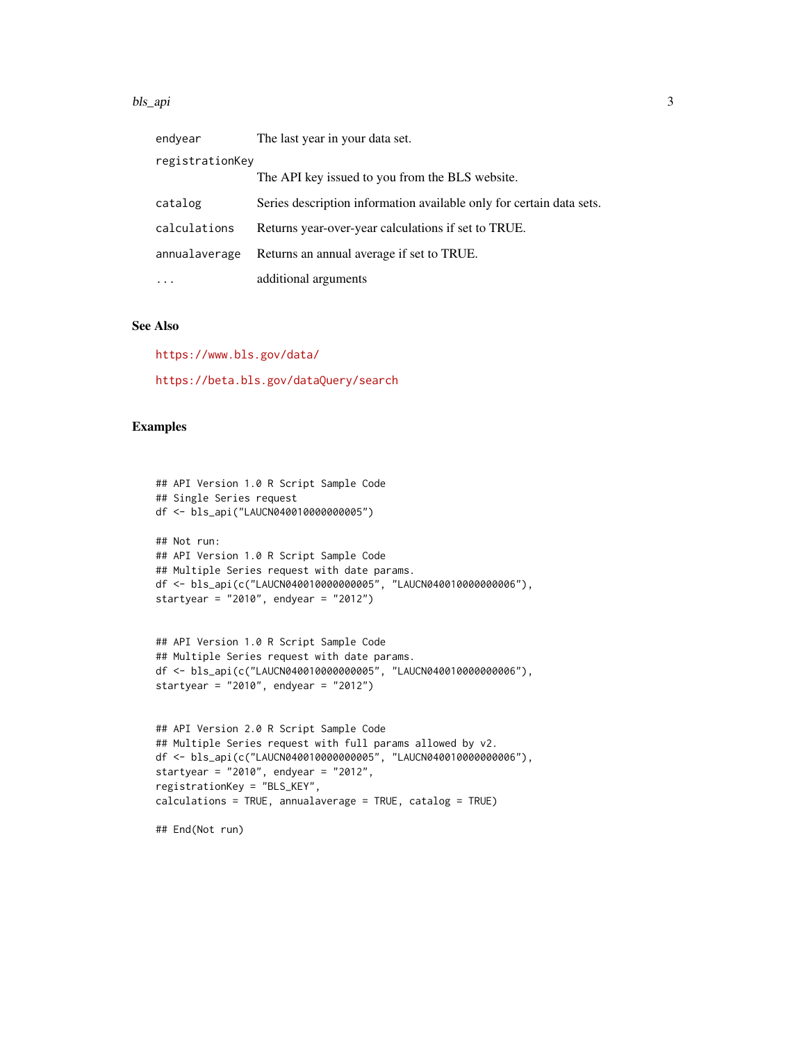| | |
|---|---|
| `endyear` | The last year in your data set. |
| `registrationKey` | The API key issued to you from the BLS website. |
| `catalog` | Series description information available only for certain data sets. |
| `calculations` | Returns year-over-year calculations if set to TRUE. |
| `annualaverage` | Returns an annual average if set to TRUE. |
| `...` | additional arguments |

### See Also

https://www.bls.gov/data/

https://beta.bls.gov/dataQuery/search

### Examples

```
## API Version 1.0 R Script Sample Code
## Single Series request
df <- bls_api("LAUCN040010000000005")

## Not run:
## API Version 1.0 R Script Sample Code
## Multiple Series request with date params.
df <- bls_api(c("LAUCN040010000000005", "LAUCN040010000000006"),
startyear = "2010", endyear = "2012")


## API Version 1.0 R Script Sample Code
## Multiple Series request with date params.
df <- bls_api(c("LAUCN040010000000005", "LAUCN040010000000006"),
startyear = "2010", endyear = "2012")


## API Version 2.0 R Script Sample Code
## Multiple Series request with full params allowed by v2.
df <- bls_api(c("LAUCN040010000000005", "LAUCN040010000000006"),
startyear = "2010", endyear = "2012",
registrationKey = "BLS_KEY",
calculations = TRUE, annualaverage = TRUE, catalog = TRUE)

## End(Not run)
```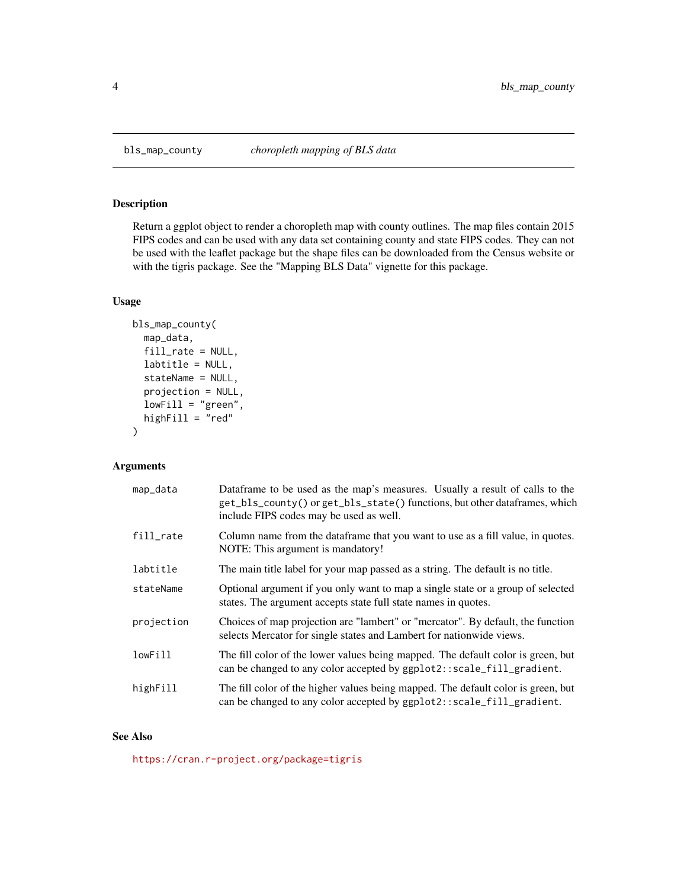## bls_map_county — *choropleth mapping of BLS data*

### Description

Return a ggplot object to render a choropleth map with county outlines. The map files contain 2015 FIPS codes and can be used with any data set containing county and state FIPS codes. They can not be used with the leaflet package but the shape files can be downloaded from the Census website or with the tigris package. See the "Mapping BLS Data" vignette for this package.

### Usage

```
bls_map_county(
  map_data,
  fill_rate = NULL,
  labtitle = NULL,
  stateName = NULL,
  projection = NULL,
  lowFill = "green",
  highFill = "red"
)
```

### Arguments

| | |
|---|---|
| map_data | Dataframe to be used as the map's measures. Usually a result of calls to the `get_bls_county()` or `get_bls_state()` functions, but other dataframes, which include FIPS codes may be used as well. |
| fill_rate | Column name from the dataframe that you want to use as a fill value, in quotes. NOTE: This argument is mandatory! |
| labtitle | The main title label for your map passed as a string. The default is no title. |
| stateName | Optional argument if you only want to map a single state or a group of selected states. The argument accepts state full state names in quotes. |
| projection | Choices of map projection are "lambert" or "mercator". By default, the function selects Mercator for single states and Lambert for nationwide views. |
| lowFill | The fill color of the lower values being mapped. The default color is green, but can be changed to any color accepted by `ggplot2::scale_fill_gradient`. |
| highFill | The fill color of the higher values being mapped. The default color is green, but can be changed to any color accepted by `ggplot2::scale_fill_gradient`. |

### See Also

https://cran.r-project.org/package=tigris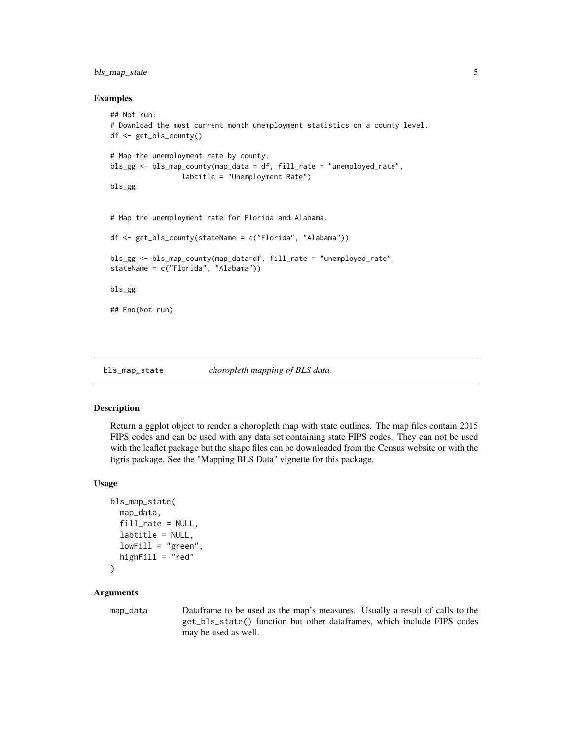### Examples

```
## Not run:
# Download the most current month unemployment statistics on a county level.
df <- get_bls_county()

# Map the unemployment rate by county.
bls_gg <- bls_map_county(map_data = df, fill_rate = "unemployed_rate",
                labtitle = "Unemployment Rate")
bls_gg


# Map the unemployment rate for Florida and Alabama.

df <- get_bls_county(stateName = c("Florida", "Alabama"))

bls_gg <- bls_map_county(map_data=df, fill_rate = "unemployed_rate",
stateName = c("Florida", "Alabama"))

bls_gg

## End(Not run)
```

## bls_map_state *choropleth mapping of BLS data*

### Description

Return a ggplot object to render a choropleth map with state outlines. The map files contain 2015 FIPS codes and can be used with any data set containing state FIPS codes. They can not be used with the leaflet package but the shape files can be downloaded from the Census website or with the tigris package. See the "Mapping BLS Data" vignette for this package.

### Usage

```
bls_map_state(
  map_data,
  fill_rate = NULL,
  labtitle = NULL,
  lowFill = "green",
  highFill = "red"
)
```

### Arguments

| | |
|---|---|
| map_data | Dataframe to be used as the map's measures. Usually a result of calls to the get_bls_state() function but other dataframes, which include FIPS codes may be used as well. |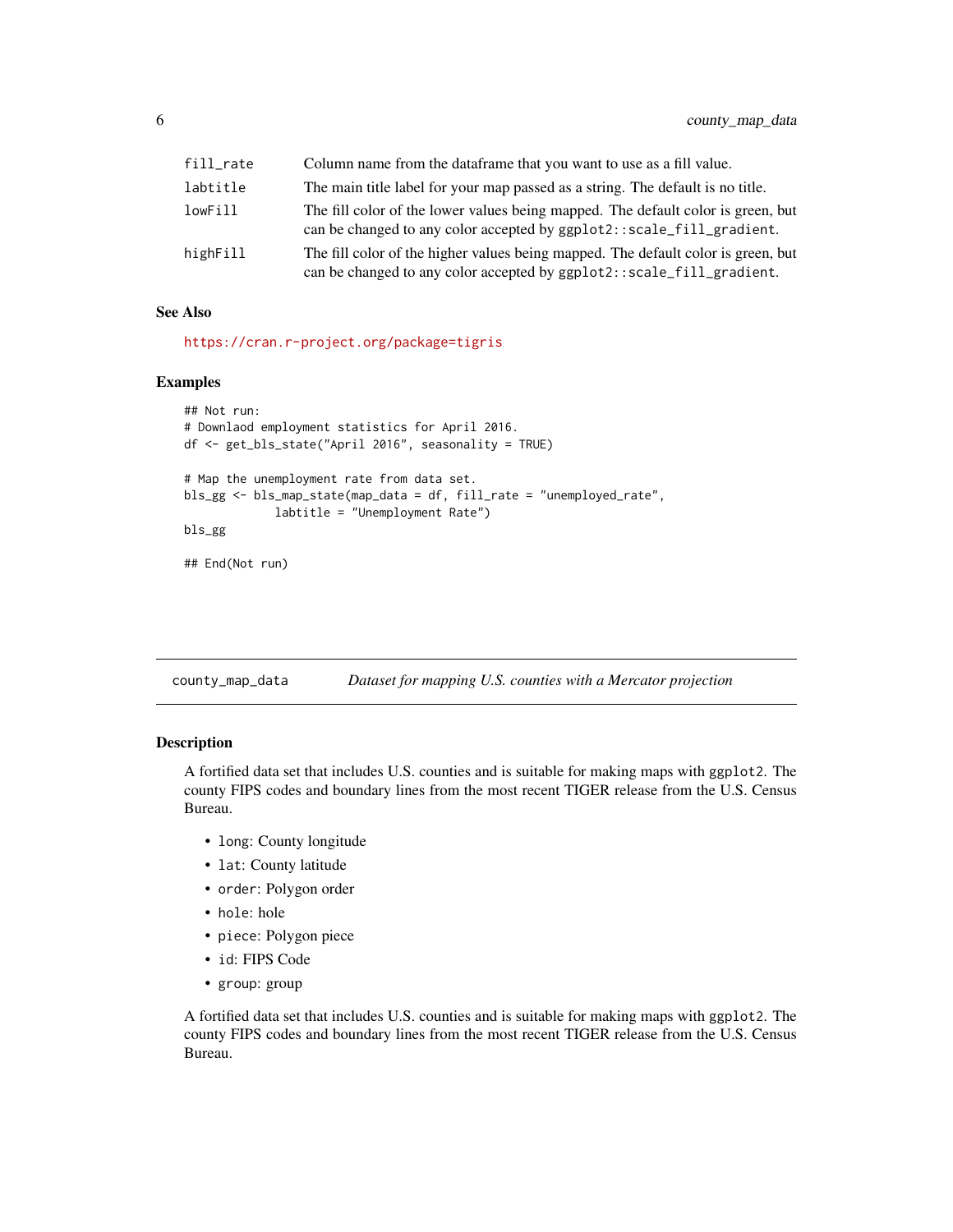| | |
|---|---|
| fill_rate | Column name from the dataframe that you want to use as a fill value. |
| labtitle | The main title label for your map passed as a string. The default is no title. |
| lowFill | The fill color of the lower values being mapped. The default color is green, but can be changed to any color accepted by ggplot2::scale_fill_gradient. |
| highFill | The fill color of the higher values being mapped. The default color is green, but can be changed to any color accepted by ggplot2::scale_fill_gradient. |

### See Also

https://cran.r-project.org/package=tigris

### Examples

```
## Not run:
# Downlaod employment statistics for April 2016.
df <- get_bls_state("April 2016", seasonality = TRUE)

# Map the unemployment rate from data set.
bls_gg <- bls_map_state(map_data = df, fill_rate = "unemployed_rate",
             labtitle = "Unemployment Rate")
bls_gg

## End(Not run)
```

---

## county_map_data — *Dataset for mapping U.S. counties with a Mercator projection*

### Description

A fortified data set that includes U.S. counties and is suitable for making maps with ggplot2. The county FIPS codes and boundary lines from the most recent TIGER release from the U.S. Census Bureau.

- long: County longitude
- lat: County latitude
- order: Polygon order
- hole: hole
- piece: Polygon piece
- id: FIPS Code
- group: group

A fortified data set that includes U.S. counties and is suitable for making maps with ggplot2. The county FIPS codes and boundary lines from the most recent TIGER release from the U.S. Census Bureau.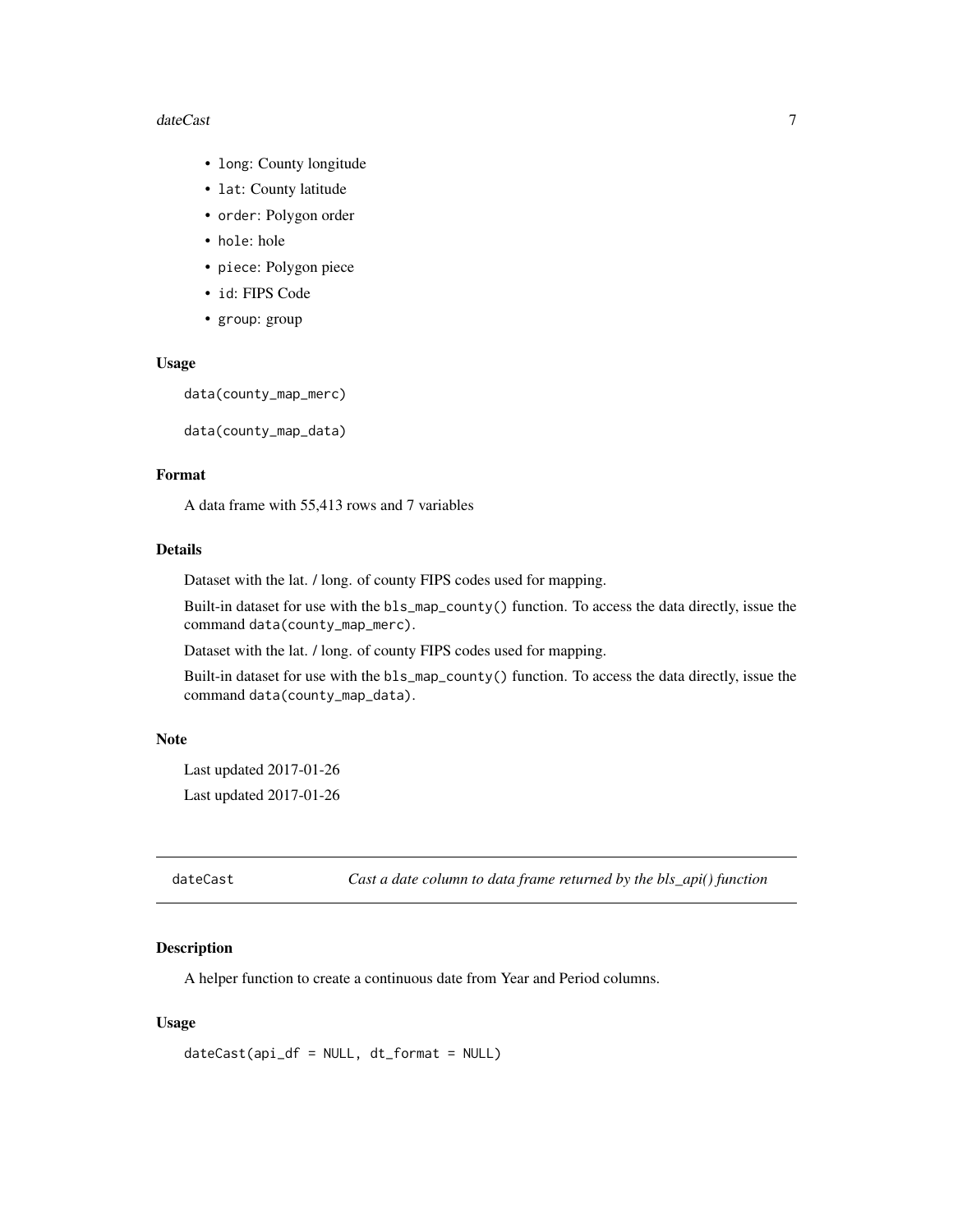- `long`: County longitude
- `lat`: County latitude
- `order`: Polygon order
- `hole`: hole
- `piece`: Polygon piece
- `id`: FIPS Code
- `group`: group

### Usage

```
data(county_map_merc)

data(county_map_data)
```

### Format

A data frame with 55,413 rows and 7 variables

### Details

Dataset with the lat. / long. of county FIPS codes used for mapping.

Built-in dataset for use with the `bls_map_county()` function. To access the data directly, issue the command `data(county_map_merc)`.

Dataset with the lat. / long. of county FIPS codes used for mapping.

Built-in dataset for use with the `bls_map_county()` function. To access the data directly, issue the command `data(county_map_data)`.

### Note

Last updated 2017-01-26

Last updated 2017-01-26

---

## dateCast — *Cast a date column to data frame returned by the bls_api() function*

### Description

A helper function to create a continuous date from Year and Period columns.

### Usage

```
dateCast(api_df = NULL, dt_format = NULL)
```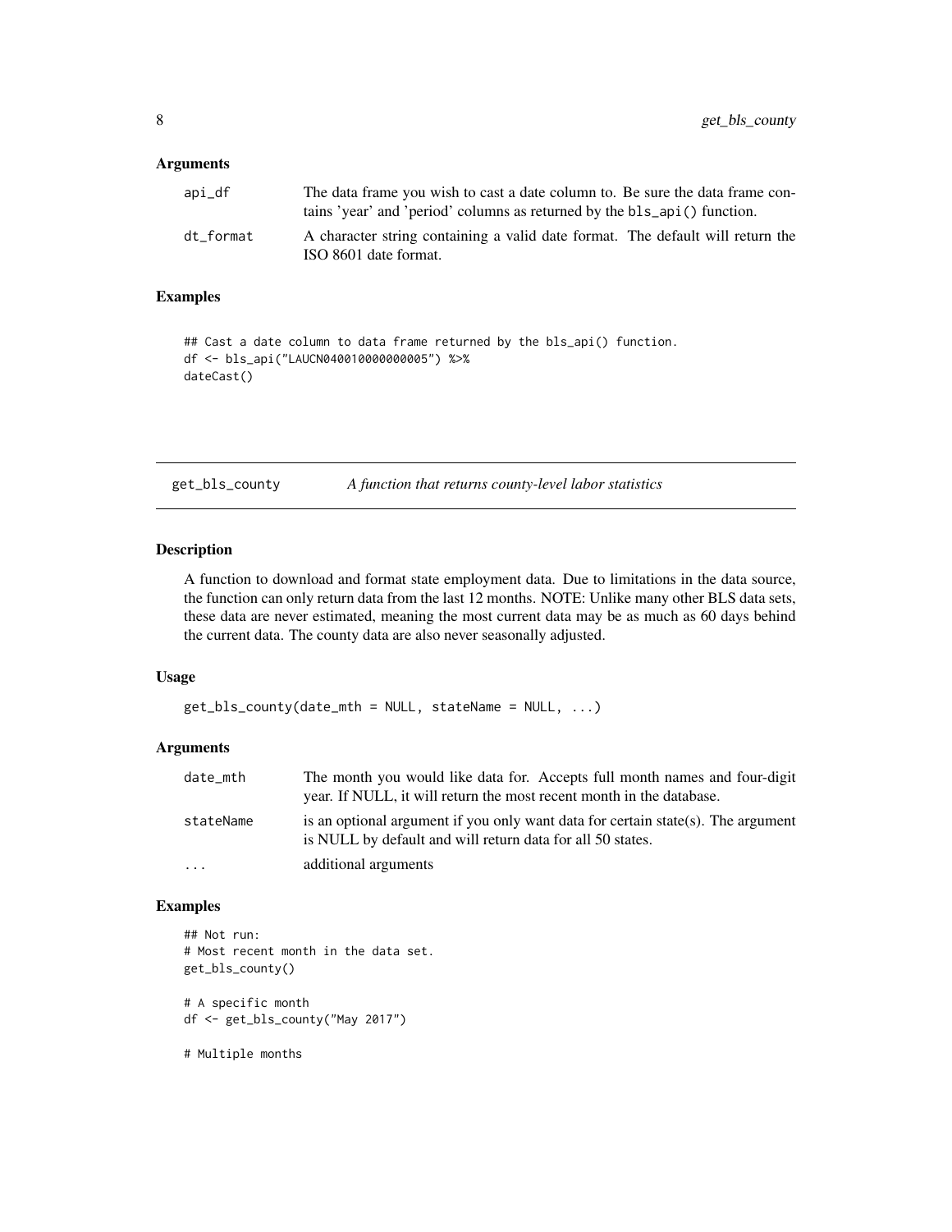### Arguments

| | |
|---|---|
| api_df | The data frame you wish to cast a date column to. Be sure the data frame contains 'year' and 'period' columns as returned by the `bls_api()` function. |
| dt_format | A character string containing a valid date format. The default will return the ISO 8601 date format. |

### Examples

```
## Cast a date column to data frame returned by the bls_api() function.
df <- bls_api("LAUCN040010000000005") %>%
dateCast()
```

---

## get_bls_county — *A function that returns county-level labor statistics*

### Description

A function to download and format state employment data. Due to limitations in the data source, the function can only return data from the last 12 months. NOTE: Unlike many other BLS data sets, these data are never estimated, meaning the most current data may be as much as 60 days behind the current data. The county data are also never seasonally adjusted.

### Usage

```
get_bls_county(date_mth = NULL, stateName = NULL, ...)
```

### Arguments

| | |
|---|---|
| date_mth | The month you would like data for. Accepts full month names and four-digit year. If NULL, it will return the most recent month in the database. |
| stateName | is an optional argument if you only want data for certain state(s). The argument is NULL by default and will return data for all 50 states. |
| ... | additional arguments |

### Examples

```
## Not run:
# Most recent month in the data set.
get_bls_county()

# A specific month
df <- get_bls_county("May 2017")

# Multiple months
```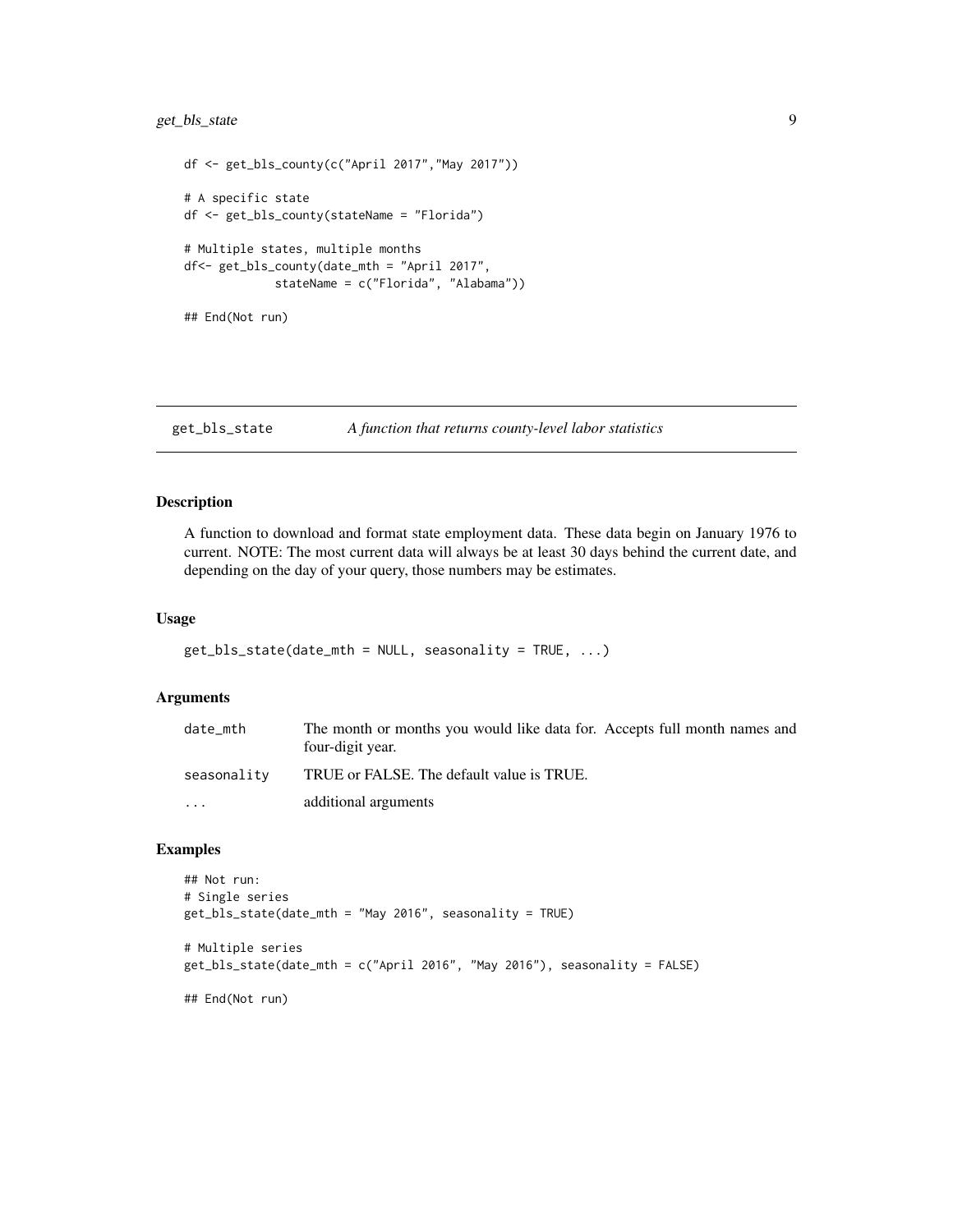```
df <- get_bls_county(c("April 2017","May 2017"))

# A specific state
df <- get_bls_county(stateName = "Florida")

# Multiple states, multiple months
df<- get_bls_county(date_mth = "April 2017",
             stateName = c("Florida", "Alabama"))

## End(Not run)
```

## get_bls_state — *A function that returns county-level labor statistics*

### Description

A function to download and format state employment data. These data begin on January 1976 to current. NOTE: The most current data will always be at least 30 days behind the current date, and depending on the day of your query, those numbers may be estimates.

### Usage

```
get_bls_state(date_mth = NULL, seasonality = TRUE, ...)
```

### Arguments

| | |
|---|---|
| `date_mth` | The month or months you would like data for. Accepts full month names and four-digit year. |
| `seasonality` | TRUE or FALSE. The default value is TRUE. |
| `...` | additional arguments |

### Examples

```
## Not run:
# Single series
get_bls_state(date_mth = "May 2016", seasonality = TRUE)

# Multiple series
get_bls_state(date_mth = c("April 2016", "May 2016"), seasonality = FALSE)

## End(Not run)
```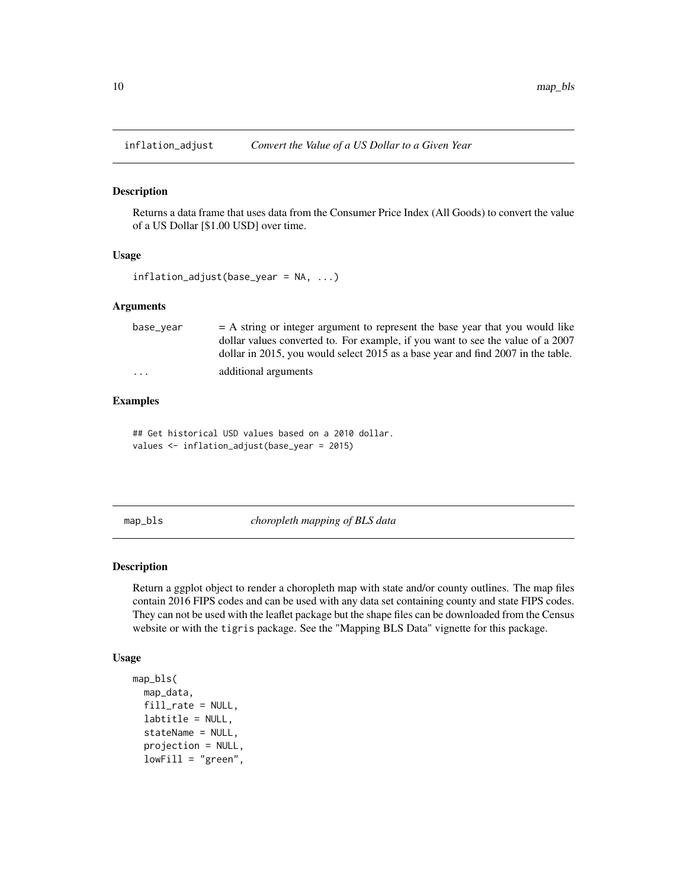## inflation_adjust — *Convert the Value of a US Dollar to a Given Year*

### Description

Returns a data frame that uses data from the Consumer Price Index (All Goods) to convert the value of a US Dollar [$1.00 USD] over time.

### Usage

```
inflation_adjust(base_year = NA, ...)
```

### Arguments

| | |
|---|---|
| base_year | = A string or integer argument to represent the base year that you would like dollar values converted to. For example, if you want to see the value of a 2007 dollar in 2015, you would select 2015 as a base year and find 2007 in the table. |
| ... | additional arguments |

### Examples

```
## Get historical USD values based on a 2010 dollar.
values <- inflation_adjust(base_year = 2015)
```

## map_bls — *choropleth mapping of BLS data*

### Description

Return a ggplot object to render a choropleth map with state and/or county outlines. The map files contain 2016 FIPS codes and can be used with any data set containing county and state FIPS codes. They can not be used with the leaflet package but the shape files can be downloaded from the Census website or with the `tigris` package. See the "Mapping BLS Data" vignette for this package.

### Usage

```
map_bls(
  map_data,
  fill_rate = NULL,
  labtitle = NULL,
  stateName = NULL,
  projection = NULL,
  lowFill = "green",
```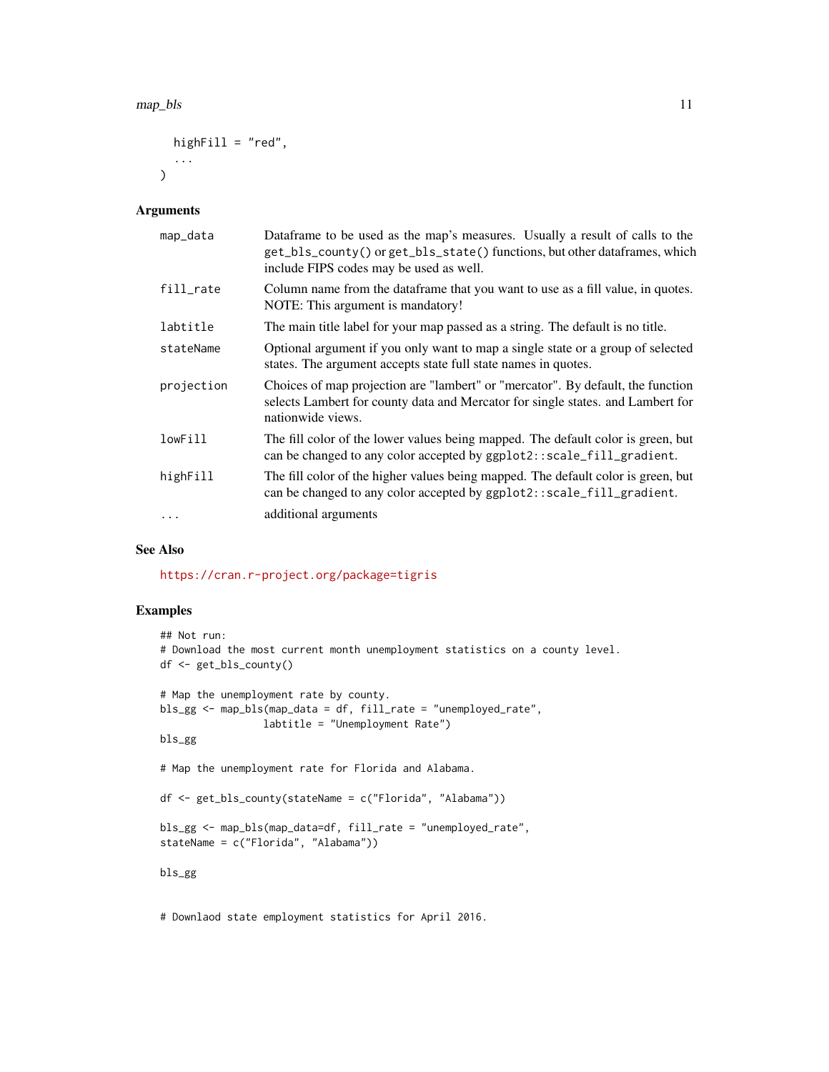```
  highFill = "red",
  ...
)
```

## Arguments

| | |
|---|---|
| map_data | Dataframe to be used as the map's measures. Usually a result of calls to the `get_bls_county()` or `get_bls_state()` functions, but other dataframes, which include FIPS codes may be used as well. |
| fill_rate | Column name from the dataframe that you want to use as a fill value, in quotes. NOTE: This argument is mandatory! |
| labtitle | The main title label for your map passed as a string. The default is no title. |
| stateName | Optional argument if you only want to map a single state or a group of selected states. The argument accepts state full state names in quotes. |
| projection | Choices of map projection are "lambert" or "mercator". By default, the function selects Lambert for county data and Mercator for single states. and Lambert for nationwide views. |
| lowFill | The fill color of the lower values being mapped. The default color is green, but can be changed to any color accepted by `ggplot2::scale_fill_gradient`. |
| highFill | The fill color of the higher values being mapped. The default color is green, but can be changed to any color accepted by `ggplot2::scale_fill_gradient`. |
| ... | additional arguments |

## See Also

https://cran.r-project.org/package=tigris

## Examples

```
## Not run:
# Download the most current month unemployment statistics on a county level.
df <- get_bls_county()

# Map the unemployment rate by county.
bls_gg <- map_bls(map_data = df, fill_rate = "unemployed_rate",
                 labtitle = "Unemployment Rate")
bls_gg

# Map the unemployment rate for Florida and Alabama.

df <- get_bls_county(stateName = c("Florida", "Alabama"))

bls_gg <- map_bls(map_data=df, fill_rate = "unemployed_rate",
stateName = c("Florida", "Alabama"))

bls_gg


# Downlaod state employment statistics for April 2016.
```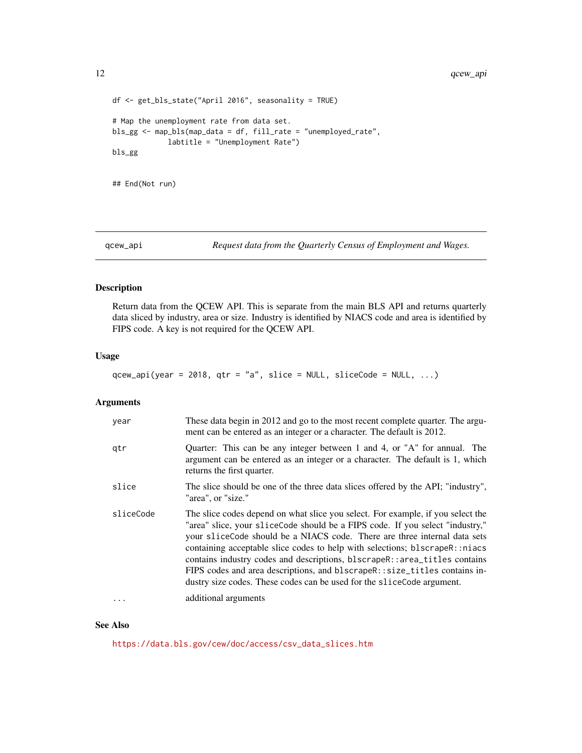```
df <- get_bls_state("April 2016", seasonality = TRUE)

# Map the unemployment rate from data set.
bls_gg <- map_bls(map_data = df, fill_rate = "unemployed_rate",
            labtitle = "Unemployment Rate")
bls_gg


## End(Not run)
```

---

qcew_api &nbsp;&nbsp;&nbsp;&nbsp; *Request data from the Quarterly Census of Employment and Wages.*

---

### Description

Return data from the QCEW API. This is separate from the main BLS API and returns quarterly data sliced by industry, area or size. Industry is identified by NIACS code and area is identified by FIPS code. A key is not required for the QCEW API.

### Usage

```
qcew_api(year = 2018, qtr = "a", slice = NULL, sliceCode = NULL, ...)
```

### Arguments

| | |
|---|---|
| `year` | These data begin in 2012 and go to the most recent complete quarter. The argument can be entered as an integer or a character. The default is 2012. |
| `qtr` | Quarter: This can be any integer between 1 and 4, or "A" for annual. The argument can be entered as an integer or a character. The default is 1, which returns the first quarter. |
| `slice` | The slice should be one of the three data slices offered by the API; "industry", "area", or "size." |
| `sliceCode` | The slice codes depend on what slice you select. For example, if you select the "area" slice, your `sliceCode` should be a FIPS code. If you select "industry," your `sliceCode` should be a NIACS code. There are three internal data sets containing acceptable slice codes to help with selections; `blscrapeR::niacs` contains industry codes and descriptions, `blscrapeR::area_titles` contains FIPS codes and area descriptions, and `blscrapeR::size_titles` contains industry size codes. These codes can be used for the `sliceCode` argument. |
| `...` | additional arguments |

### See Also

https://data.bls.gov/cew/doc/access/csv_data_slices.htm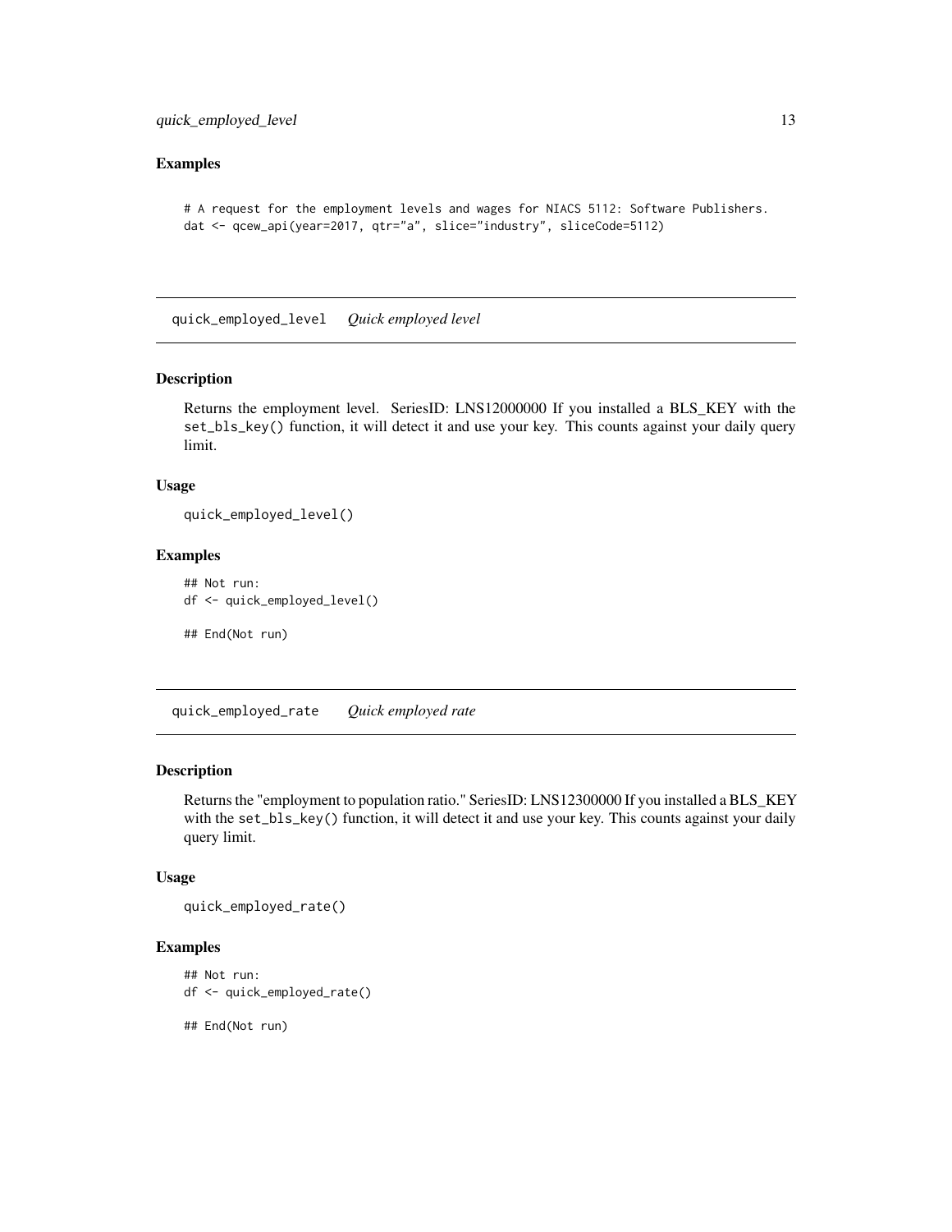### Examples

```
# A request for the employment levels and wages for NIACS 5112: Software Publishers.
dat <- qcew_api(year=2017, qtr="a", slice="industry", sliceCode=5112)
```

---

## quick_employed_level *Quick employed level*

### Description

Returns the employment level. SeriesID: LNS12000000 If you installed a BLS_KEY with the set_bls_key() function, it will detect it and use your key. This counts against your daily query limit.

### Usage

```
quick_employed_level()
```

### Examples

```
## Not run:
df <- quick_employed_level()

## End(Not run)
```

---

## quick_employed_rate *Quick employed rate*

### Description

Returns the "employment to population ratio." SeriesID: LNS12300000 If you installed a BLS_KEY with the set_bls_key() function, it will detect it and use your key. This counts against your daily query limit.

### Usage

```
quick_employed_rate()
```

### Examples

```
## Not run:
df <- quick_employed_rate()

## End(Not run)
```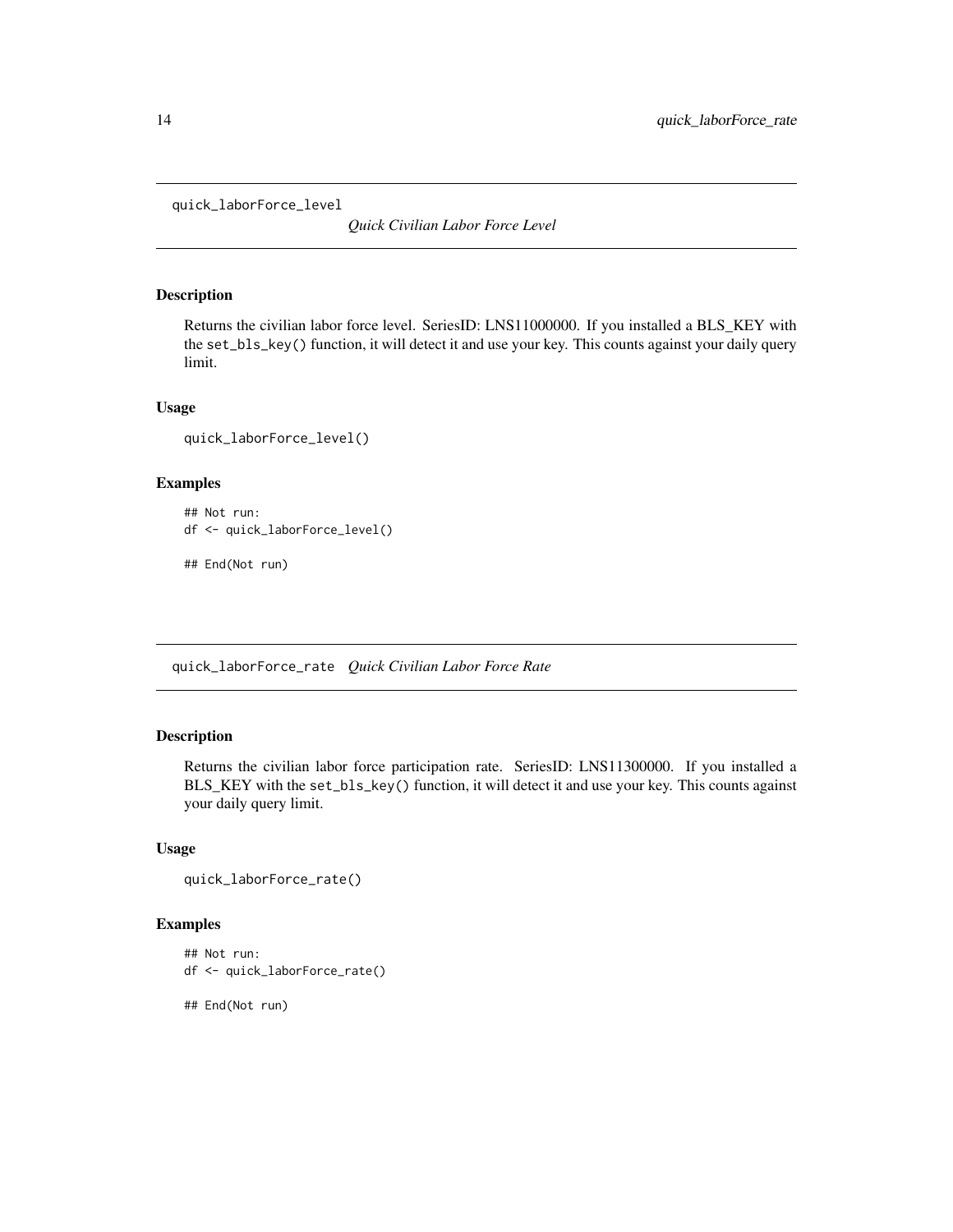## quick_laborForce_level *Quick Civilian Labor Force Level*

### Description

Returns the civilian labor force level. SeriesID: LNS11000000. If you installed a BLS_KEY with the `set_bls_key()` function, it will detect it and use your key. This counts against your daily query limit.

### Usage

```
quick_laborForce_level()
```

### Examples

```
## Not run:
df <- quick_laborForce_level()

## End(Not run)
```

## quick_laborForce_rate *Quick Civilian Labor Force Rate*

### Description

Returns the civilian labor force participation rate. SeriesID: LNS11300000. If you installed a BLS_KEY with the `set_bls_key()` function, it will detect it and use your key. This counts against your daily query limit.

### Usage

```
quick_laborForce_rate()
```

### Examples

```
## Not run:
df <- quick_laborForce_rate()

## End(Not run)
```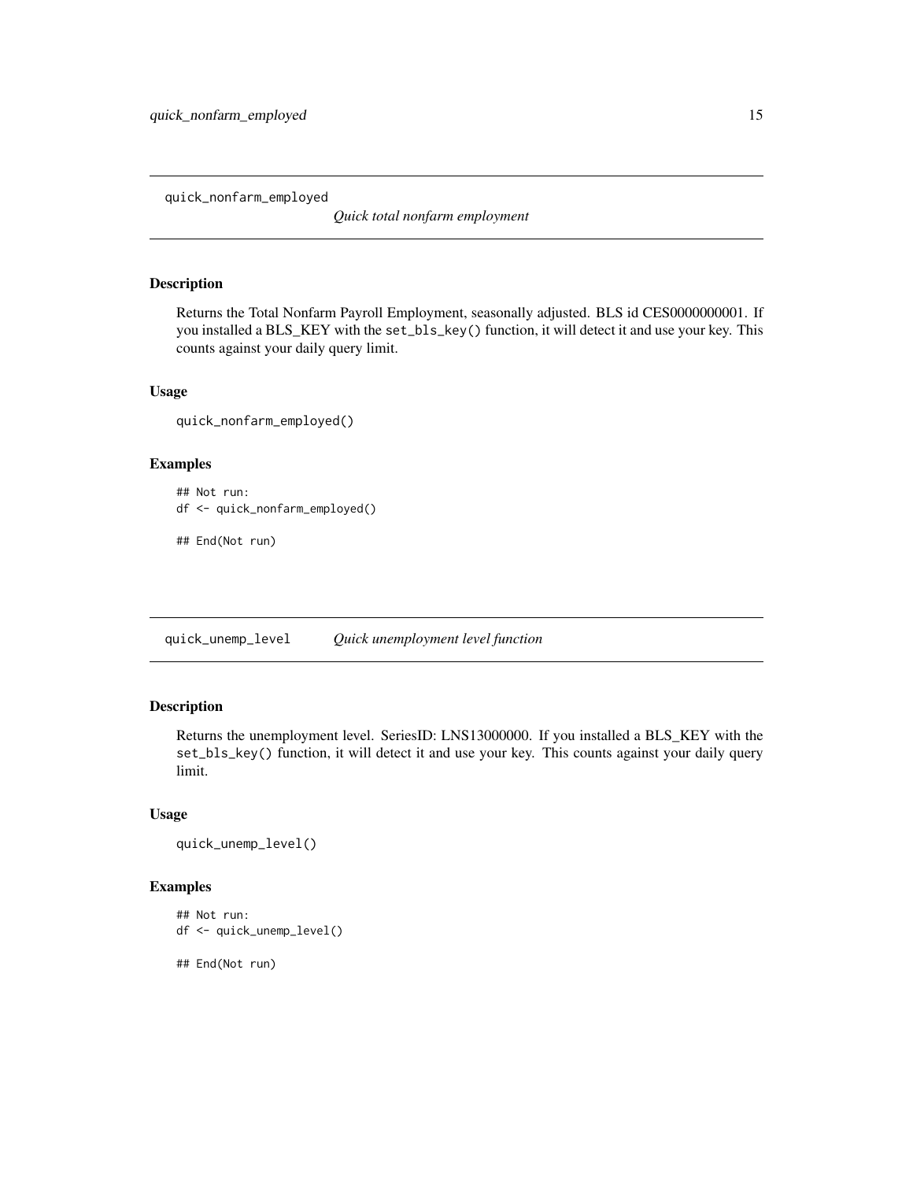## quick_nonfarm_employed

*Quick total nonfarm employment*

### Description

Returns the Total Nonfarm Payroll Employment, seasonally adjusted. BLS id CES0000000001. If you installed a BLS_KEY with the `set_bls_key()` function, it will detect it and use your key. This counts against your daily query limit.

### Usage

```
quick_nonfarm_employed()
```

### Examples

```
## Not run:
df <- quick_nonfarm_employed()

## End(Not run)
```

## quick_unemp_level

*Quick unemployment level function*

### Description

Returns the unemployment level. SeriesID: LNS13000000. If you installed a BLS_KEY with the `set_bls_key()` function, it will detect it and use your key. This counts against your daily query limit.

### Usage

```
quick_unemp_level()
```

### Examples

```
## Not run:
df <- quick_unemp_level()

## End(Not run)
```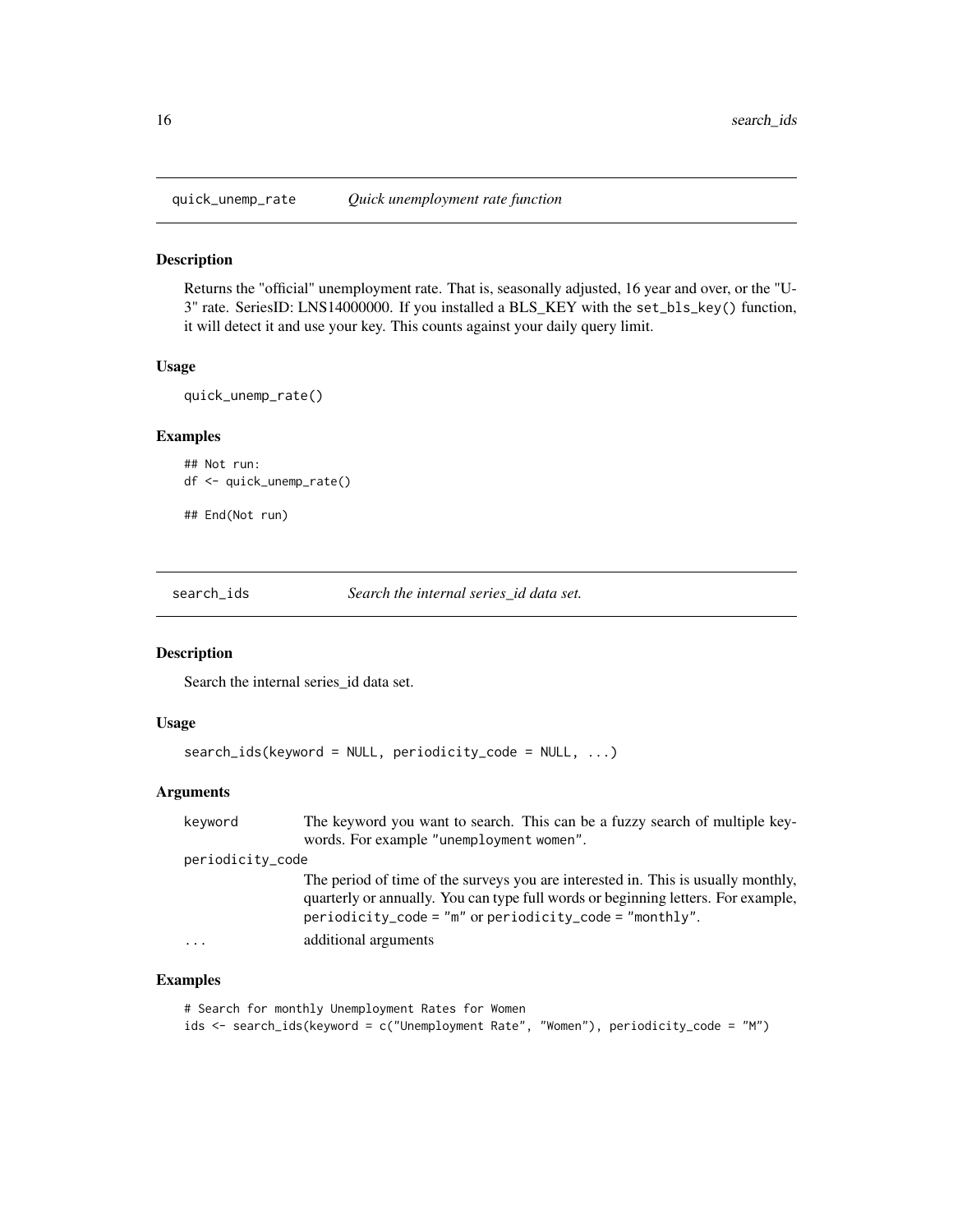## quick_unemp_rate *Quick unemployment rate function*

### Description

Returns the "official" unemployment rate. That is, seasonally adjusted, 16 year and over, or the "U-3" rate. SeriesID: LNS14000000. If you installed a BLS_KEY with the `set_bls_key()` function, it will detect it and use your key. This counts against your daily query limit.

### Usage

```
quick_unemp_rate()
```

### Examples

```
## Not run:
df <- quick_unemp_rate()

## End(Not run)
```

## search_ids *Search the internal series_id data set.*

### Description

Search the internal series_id data set.

### Usage

```
search_ids(keyword = NULL, periodicity_code = NULL, ...)
```

### Arguments

| | |
|---|---|
| keyword | The keyword you want to search. This can be a fuzzy search of multiple keywords. For example `"unemployment women"`. |
| periodicity_code | The period of time of the surveys you are interested in. This is usually monthly, quarterly or annually. You can type full words or beginning letters. For example, `periodicity_code = "m"` or `periodicity_code = "monthly"`. |
| ... | additional arguments |

### Examples

```
# Search for monthly Unemployment Rates for Women
ids <- search_ids(keyword = c("Unemployment Rate", "Women"), periodicity_code = "M")
```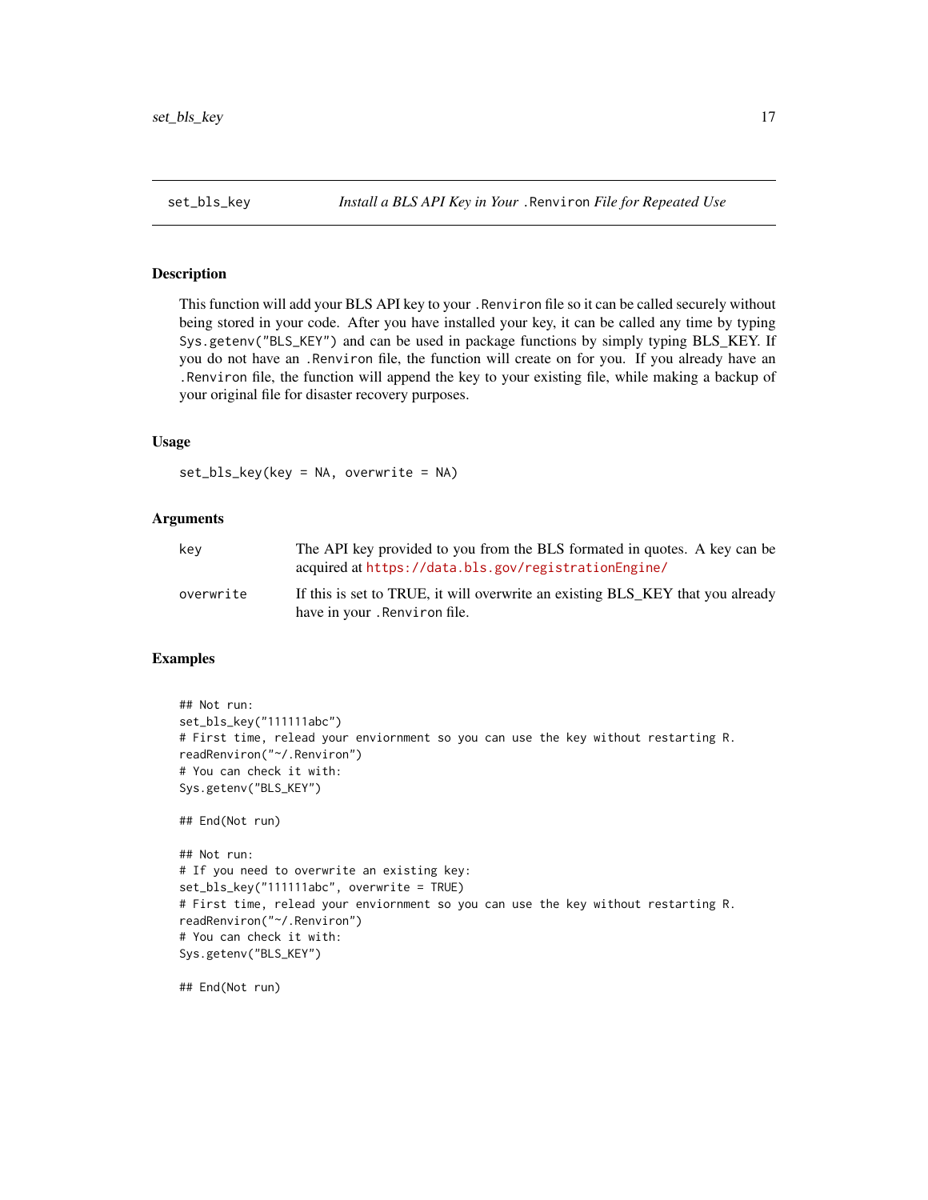# set_bls_key — *Install a BLS API Key in Your `.Renviron` File for Repeated Use*

## Description

This function will add your BLS API key to your `.Renviron` file so it can be called securely without being stored in your code. After you have installed your key, it can be called any time by typing `Sys.getenv("BLS_KEY")` and can be used in package functions by simply typing BLS_KEY. If you do not have an `.Renviron` file, the function will create on for you. If you already have an `.Renviron` file, the function will append the key to your existing file, while making a backup of your original file for disaster recovery purposes.

## Usage

```
set_bls_key(key = NA, overwrite = NA)
```

## Arguments

| | |
|---|---|
| `key` | The API key provided to you from the BLS formated in quotes. A key can be acquired at https://data.bls.gov/registrationEngine/ |
| `overwrite` | If this is set to TRUE, it will overwrite an existing BLS_KEY that you already have in your `.Renviron` file. |

## Examples

```
## Not run:
set_bls_key("111111abc")
# First time, relead your enviornment so you can use the key without restarting R.
readRenviron("~/.Renviron")
# You can check it with:
Sys.getenv("BLS_KEY")

## End(Not run)

## Not run:
# If you need to overwrite an existing key:
set_bls_key("111111abc", overwrite = TRUE)
# First time, relead your enviornment so you can use the key without restarting R.
readRenviron("~/.Renviron")
# You can check it with:
Sys.getenv("BLS_KEY")

## End(Not run)
```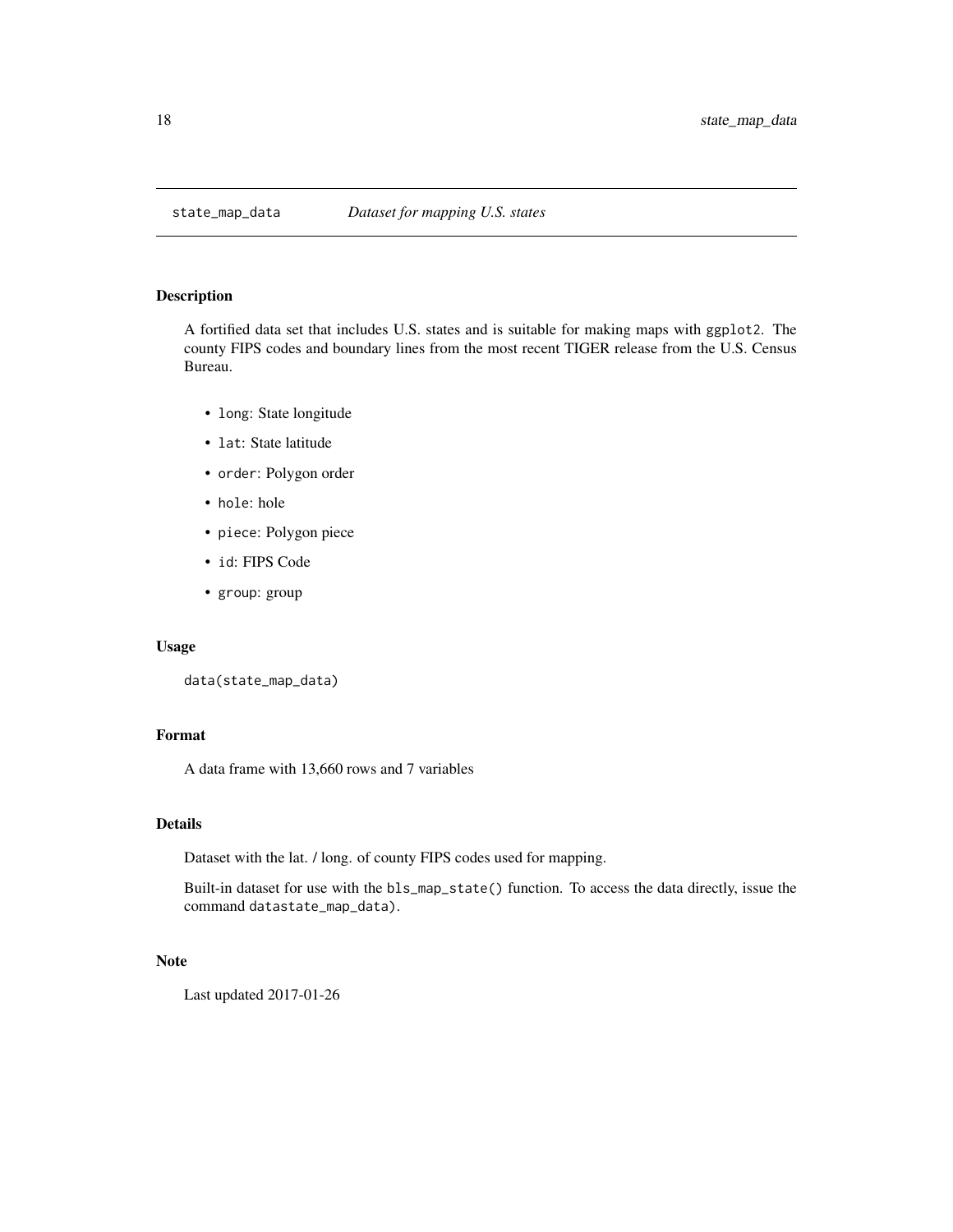# state_map_data — *Dataset for mapping U.S. states*

## Description

A fortified data set that includes U.S. states and is suitable for making maps with `ggplot2`. The county FIPS codes and boundary lines from the most recent TIGER release from the U.S. Census Bureau.

- `long`: State longitude
- `lat`: State latitude
- `order`: Polygon order
- `hole`: hole
- `piece`: Polygon piece
- `id`: FIPS Code
- `group`: group

## Usage

```
data(state_map_data)
```

## Format

A data frame with 13,660 rows and 7 variables

## Details

Dataset with the lat. / long. of county FIPS codes used for mapping.

Built-in dataset for use with the `bls_map_state()` function. To access the data directly, issue the command `datastate_map_data)`.

## Note

Last updated 2017-01-26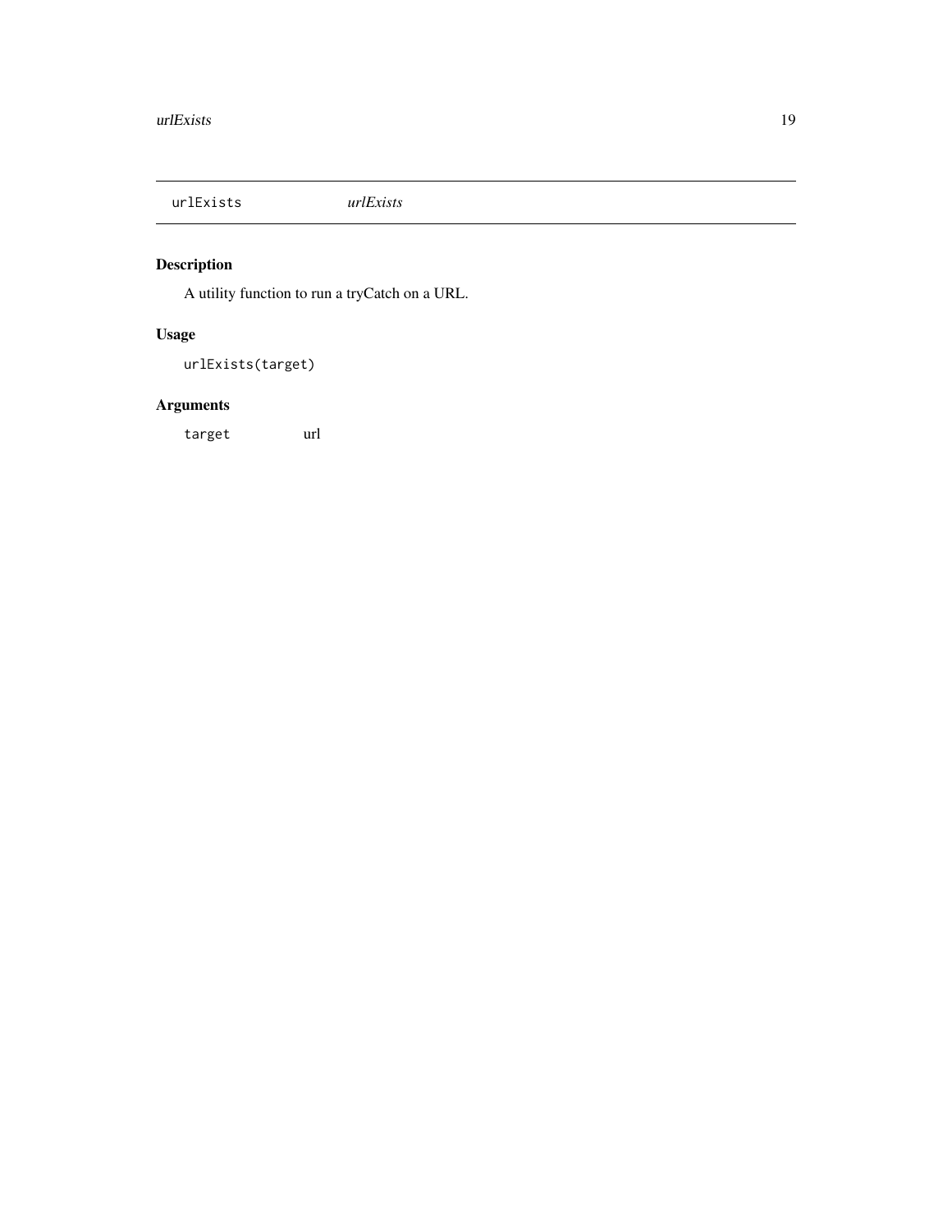## urlExists *urlExists*

### Description

A utility function to run a tryCatch on a URL.

### Usage

```
urlExists(target)
```

### Arguments

| | |
|---|---|
| `target` | url |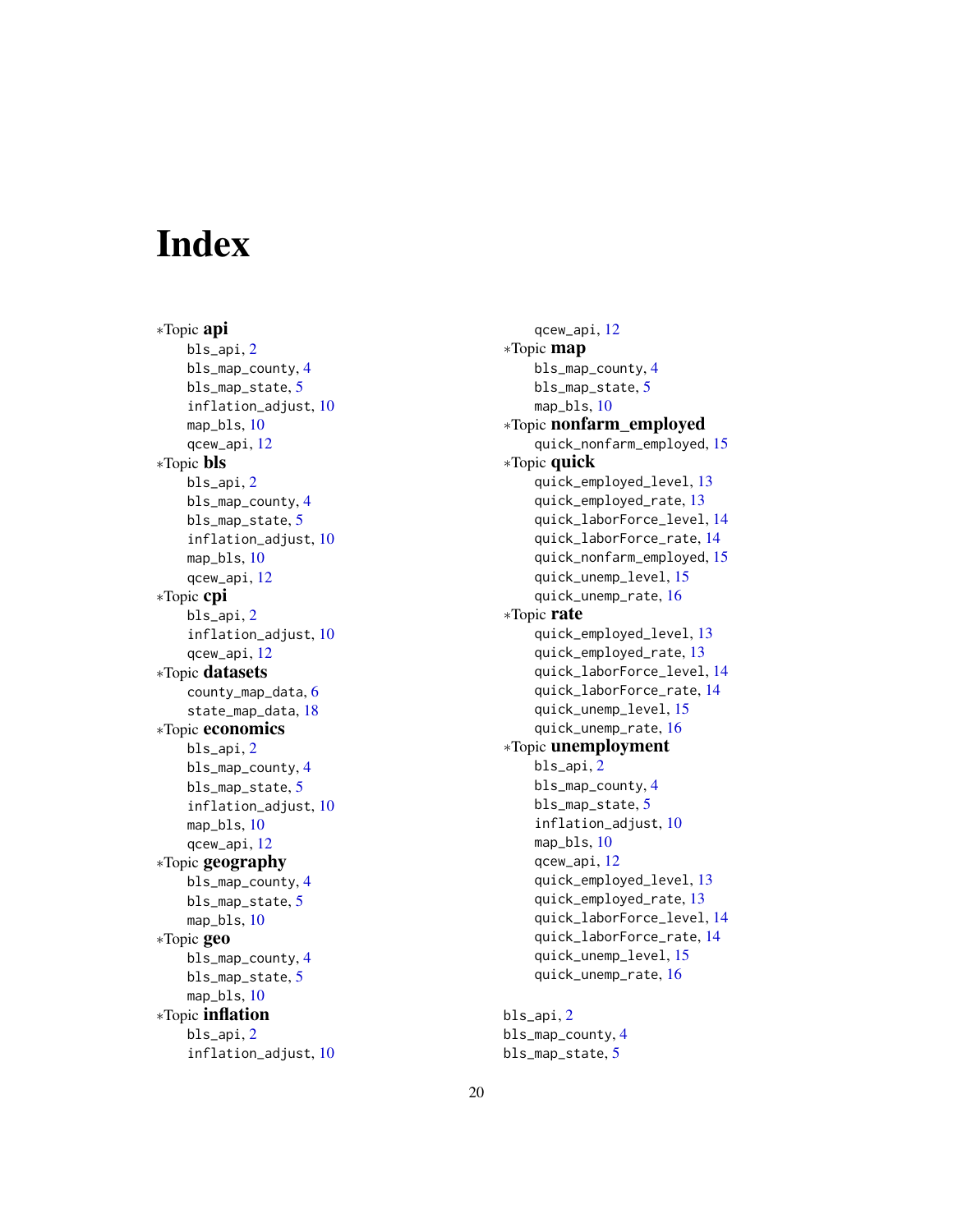# Index

*Topic **api**
- bls_api, 2
- bls_map_county, 4
- bls_map_state, 5
- inflation_adjust, 10
- map_bls, 10
- qcew_api, 12

*Topic **bls**
- bls_api, 2
- bls_map_county, 4
- bls_map_state, 5
- inflation_adjust, 10
- map_bls, 10
- qcew_api, 12

*Topic **cpi**
- bls_api, 2
- inflation_adjust, 10
- qcew_api, 12

*Topic **datasets**
- county_map_data, 6
- state_map_data, 18

*Topic **economics**
- bls_api, 2
- bls_map_county, 4
- bls_map_state, 5
- inflation_adjust, 10
- map_bls, 10
- qcew_api, 12

*Topic **geography**
- bls_map_county, 4
- bls_map_state, 5
- map_bls, 10

*Topic **geo**
- bls_map_county, 4
- bls_map_state, 5
- map_bls, 10

*Topic **inflation**
- bls_api, 2
- inflation_adjust, 10
- qcew_api, 12

*Topic **map**
- bls_map_county, 4
- bls_map_state, 5
- map_bls, 10

*Topic **nonfarm_employed**
- quick_nonfarm_employed, 15

*Topic **quick**
- quick_employed_level, 13
- quick_employed_rate, 13
- quick_laborForce_level, 14
- quick_laborForce_rate, 14
- quick_nonfarm_employed, 15
- quick_unemp_level, 15
- quick_unemp_rate, 16

*Topic **rate**
- quick_employed_level, 13
- quick_employed_rate, 13
- quick_laborForce_level, 14
- quick_laborForce_rate, 14
- quick_unemp_level, 15
- quick_unemp_rate, 16

*Topic **unemployment**
- bls_api, 2
- bls_map_county, 4
- bls_map_state, 5
- inflation_adjust, 10
- map_bls, 10
- qcew_api, 12
- quick_employed_level, 13
- quick_employed_rate, 13
- quick_laborForce_level, 14
- quick_laborForce_rate, 14
- quick_unemp_level, 15
- quick_unemp_rate, 16

bls_api, 2
bls_map_county, 4
bls_map_state, 5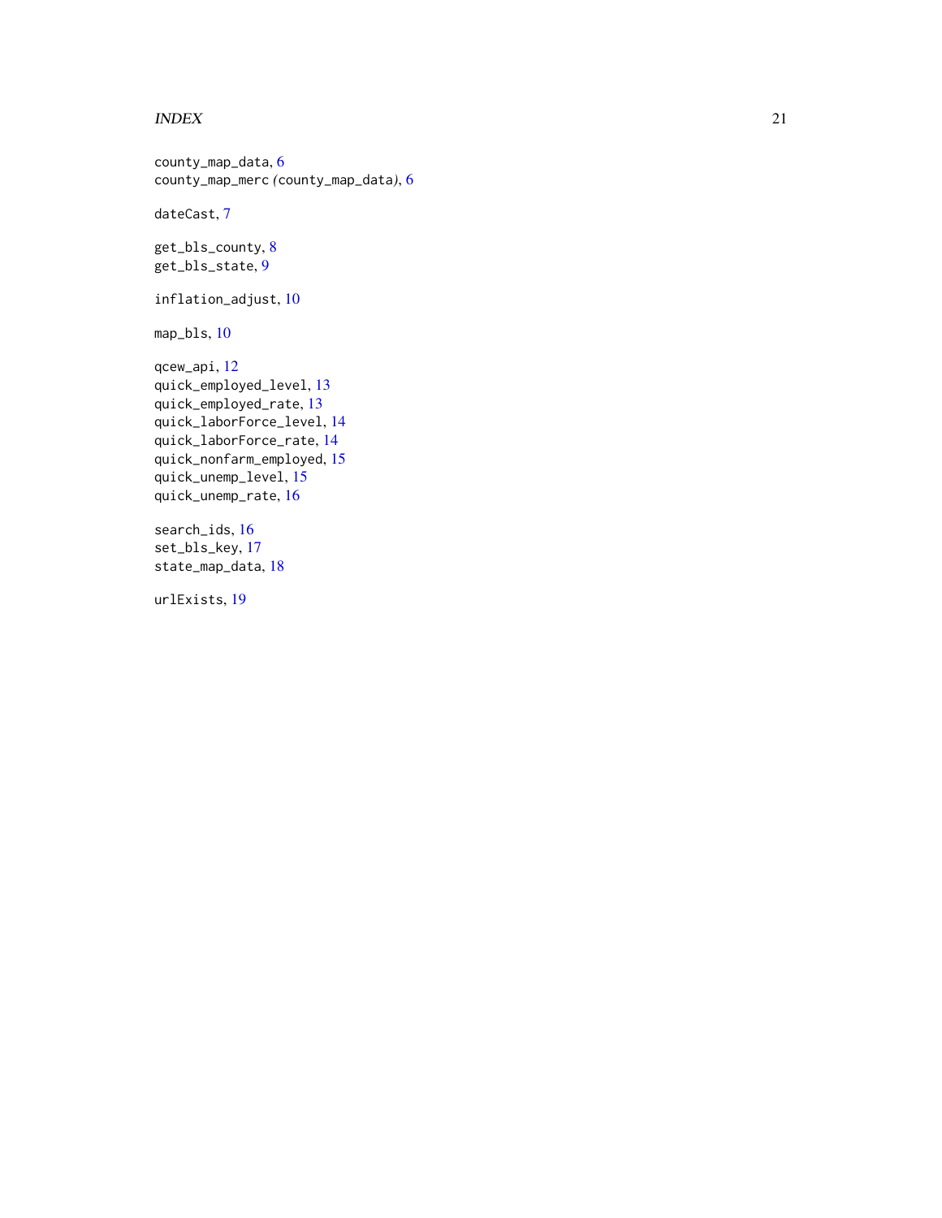county_map_data, 6
county_map_merc (county_map_data), 6

dateCast, 7

get_bls_county, 8
get_bls_state, 9

inflation_adjust, 10

map_bls, 10

qcew_api, 12
quick_employed_level, 13
quick_employed_rate, 13
quick_laborForce_level, 14
quick_laborForce_rate, 14
quick_nonfarm_employed, 15
quick_unemp_level, 15
quick_unemp_rate, 16

search_ids, 16
set_bls_key, 17
state_map_data, 18

urlExists, 19